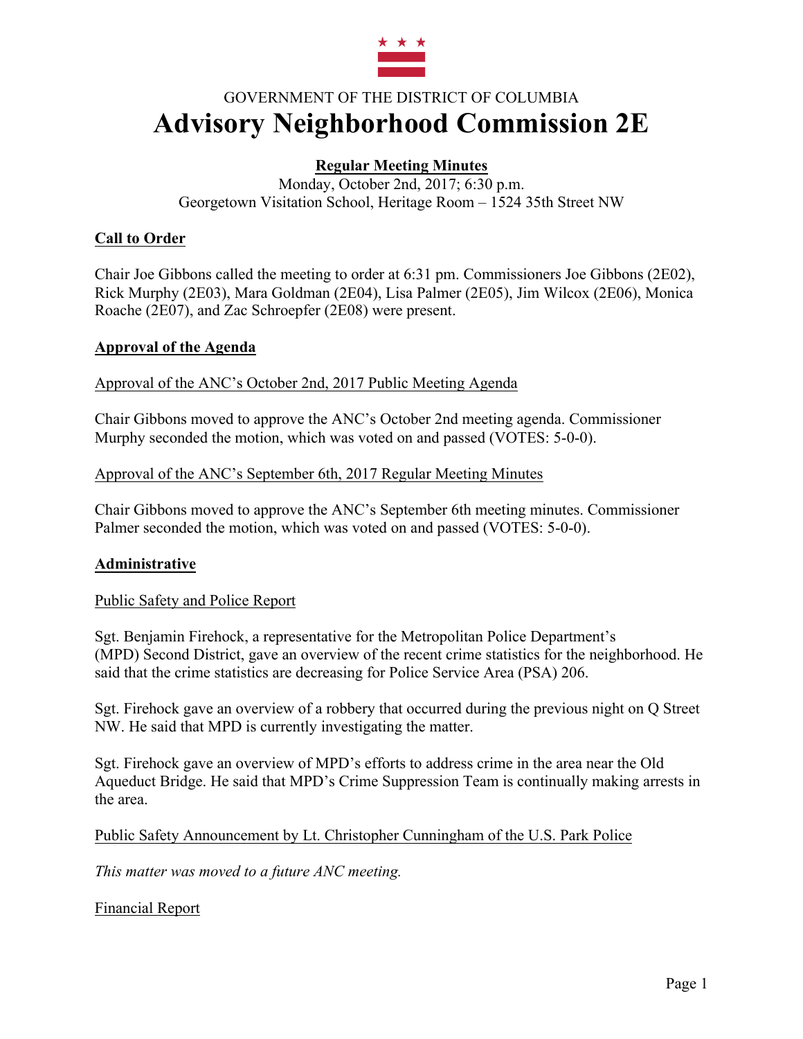GOVERNMENT OF THE DISTRICT OF COLUMBIA

# Advisory Neighborhood Commission 2E

**Regular Meeting Minutes**

Monday, October 2nd, 2017; 6:30 p.m.
Georgetown Visitation School, Heritage Room – 1524 35th Street NW

## Call to Order

Chair Joe Gibbons called the meeting to order at 6:31 pm. Commissioners Joe Gibbons (2E02), Rick Murphy (2E03), Mara Goldman (2E04), Lisa Palmer (2E05), Jim Wilcox (2E06), Monica Roache (2E07), and Zac Schroepfer (2E08) were present.

## Approval of the Agenda

Approval of the ANC's October 2nd, 2017 Public Meeting Agenda

Chair Gibbons moved to approve the ANC's October 2nd meeting agenda. Commissioner Murphy seconded the motion, which was voted on and passed (VOTES: 5-0-0).

Approval of the ANC's September 6th, 2017 Regular Meeting Minutes

Chair Gibbons moved to approve the ANC's September 6th meeting minutes. Commissioner Palmer seconded the motion, which was voted on and passed (VOTES: 5-0-0).

## Administrative

Public Safety and Police Report

Sgt. Benjamin Firehock, a representative for the Metropolitan Police Department's (MPD) Second District, gave an overview of the recent crime statistics for the neighborhood. He said that the crime statistics are decreasing for Police Service Area (PSA) 206.

Sgt. Firehock gave an overview of a robbery that occurred during the previous night on Q Street NW. He said that MPD is currently investigating the matter.

Sgt. Firehock gave an overview of MPD's efforts to address crime in the area near the Old Aqueduct Bridge. He said that MPD's Crime Suppression Team is continually making arrests in the area.

Public Safety Announcement by Lt. Christopher Cunningham of the U.S. Park Police

*This matter was moved to a future ANC meeting.*

Financial Report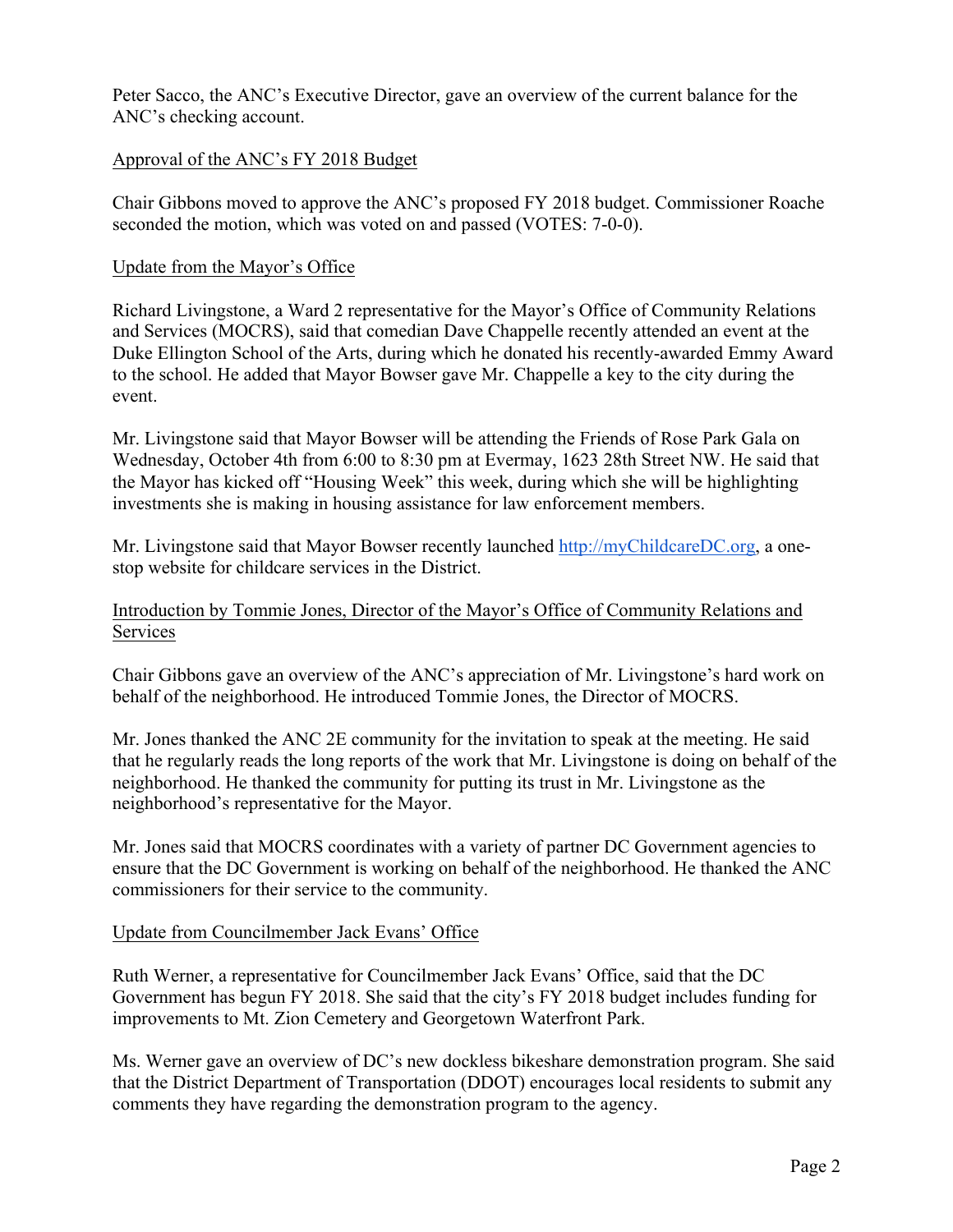Peter Sacco, the ANC's Executive Director, gave an overview of the current balance for the ANC's checking account.

Approval of the ANC's FY 2018 Budget

Chair Gibbons moved to approve the ANC's proposed FY 2018 budget. Commissioner Roache seconded the motion, which was voted on and passed (VOTES: 7-0-0).

Update from the Mayor's Office

Richard Livingstone, a Ward 2 representative for the Mayor's Office of Community Relations and Services (MOCRS), said that comedian Dave Chappelle recently attended an event at the Duke Ellington School of the Arts, during which he donated his recently-awarded Emmy Award to the school. He added that Mayor Bowser gave Mr. Chappelle a key to the city during the event.

Mr. Livingstone said that Mayor Bowser will be attending the Friends of Rose Park Gala on Wednesday, October 4th from 6:00 to 8:30 pm at Evermay, 1623 28th Street NW. He said that the Mayor has kicked off "Housing Week" this week, during which she will be highlighting investments she is making in housing assistance for law enforcement members.

Mr. Livingstone said that Mayor Bowser recently launched [http://myChildcareDC.org](http://myChildcareDC.org), a one-stop website for childcare services in the District.

Introduction by Tommie Jones, Director of the Mayor's Office of Community Relations and Services

Chair Gibbons gave an overview of the ANC's appreciation of Mr. Livingstone's hard work on behalf of the neighborhood. He introduced Tommie Jones, the Director of MOCRS.

Mr. Jones thanked the ANC 2E community for the invitation to speak at the meeting. He said that he regularly reads the long reports of the work that Mr. Livingstone is doing on behalf of the neighborhood. He thanked the community for putting its trust in Mr. Livingstone as the neighborhood's representative for the Mayor.

Mr. Jones said that MOCRS coordinates with a variety of partner DC Government agencies to ensure that the DC Government is working on behalf of the neighborhood. He thanked the ANC commissioners for their service to the community.

Update from Councilmember Jack Evans' Office

Ruth Werner, a representative for Councilmember Jack Evans' Office, said that the DC Government has begun FY 2018. She said that the city's FY 2018 budget includes funding for improvements to Mt. Zion Cemetery and Georgetown Waterfront Park.

Ms. Werner gave an overview of DC's new dockless bikeshare demonstration program. She said that the District Department of Transportation (DDOT) encourages local residents to submit any comments they have regarding the demonstration program to the agency.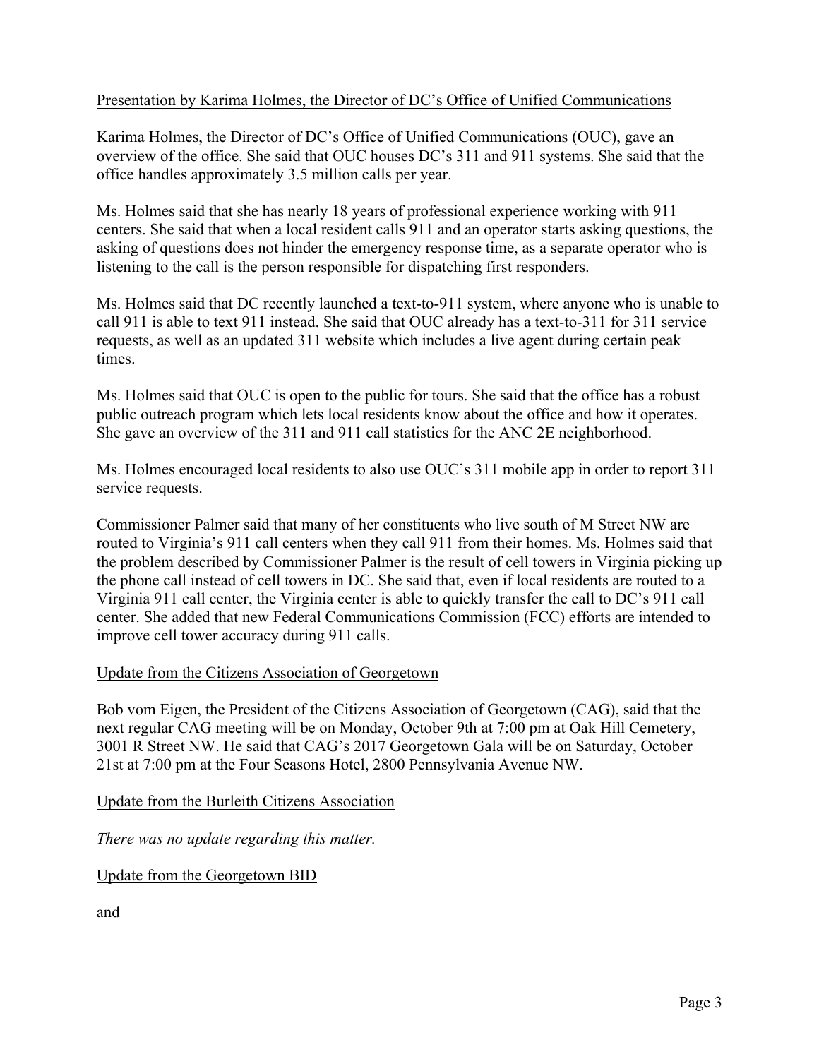Presentation by Karima Holmes, the Director of DC's Office of Unified Communications

Karima Holmes, the Director of DC's Office of Unified Communications (OUC), gave an overview of the office. She said that OUC houses DC's 311 and 911 systems. She said that the office handles approximately 3.5 million calls per year.

Ms. Holmes said that she has nearly 18 years of professional experience working with 911 centers. She said that when a local resident calls 911 and an operator starts asking questions, the asking of questions does not hinder the emergency response time, as a separate operator who is listening to the call is the person responsible for dispatching first responders.

Ms. Holmes said that DC recently launched a text-to-911 system, where anyone who is unable to call 911 is able to text 911 instead. She said that OUC already has a text-to-311 for 311 service requests, as well as an updated 311 website which includes a live agent during certain peak times.

Ms. Holmes said that OUC is open to the public for tours. She said that the office has a robust public outreach program which lets local residents know about the office and how it operates. She gave an overview of the 311 and 911 call statistics for the ANC 2E neighborhood.

Ms. Holmes encouraged local residents to also use OUC's 311 mobile app in order to report 311 service requests.

Commissioner Palmer said that many of her constituents who live south of M Street NW are routed to Virginia's 911 call centers when they call 911 from their homes. Ms. Holmes said that the problem described by Commissioner Palmer is the result of cell towers in Virginia picking up the phone call instead of cell towers in DC. She said that, even if local residents are routed to a Virginia 911 call center, the Virginia center is able to quickly transfer the call to DC's 911 call center. She added that new Federal Communications Commission (FCC) efforts are intended to improve cell tower accuracy during 911 calls.

Update from the Citizens Association of Georgetown

Bob vom Eigen, the President of the Citizens Association of Georgetown (CAG), said that the next regular CAG meeting will be on Monday, October 9th at 7:00 pm at Oak Hill Cemetery, 3001 R Street NW. He said that CAG's 2017 Georgetown Gala will be on Saturday, October 21st at 7:00 pm at the Four Seasons Hotel, 2800 Pennsylvania Avenue NW.

Update from the Burleith Citizens Association

*There was no update regarding this matter.*

Update from the Georgetown BID

and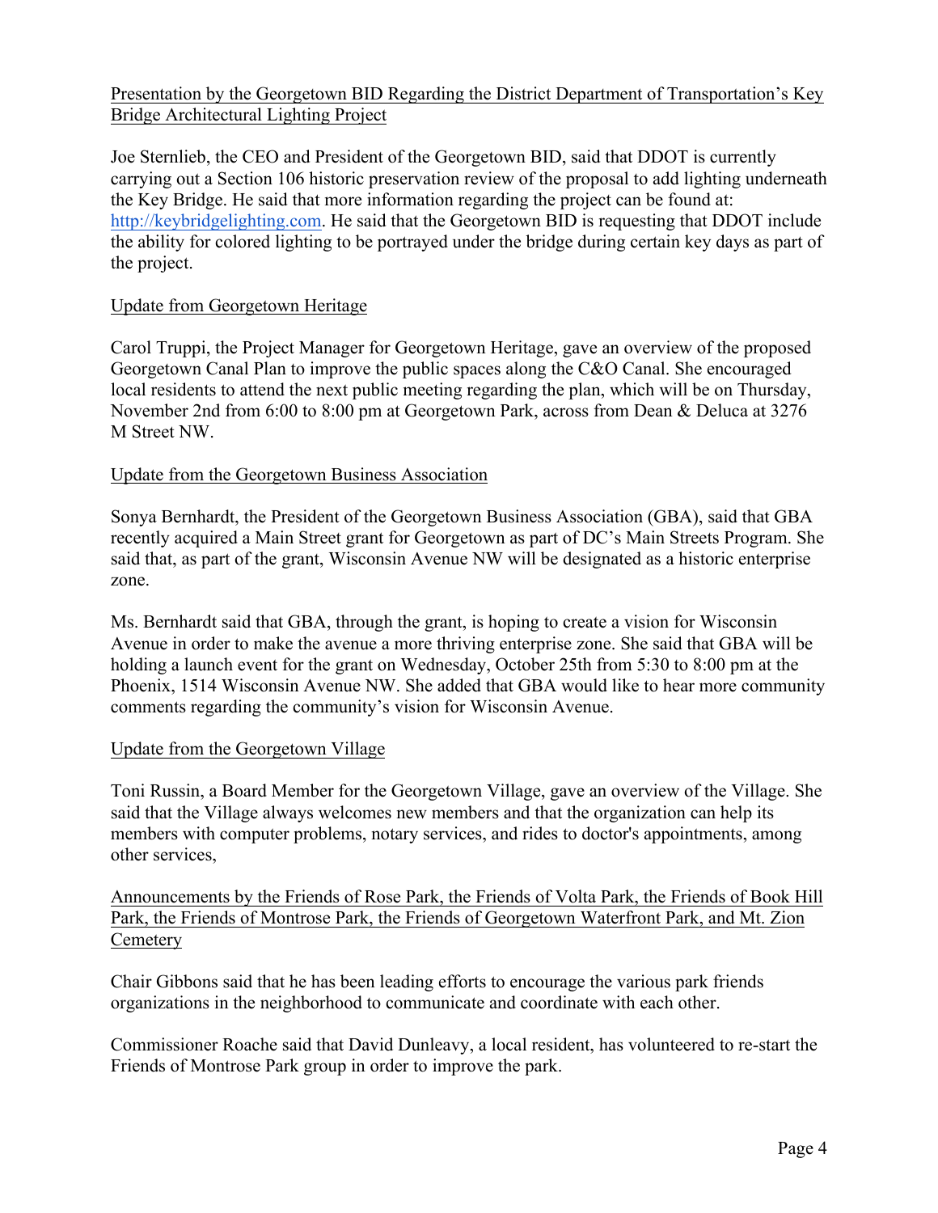Presentation by the Georgetown BID Regarding the District Department of Transportation's Key Bridge Architectural Lighting Project

Joe Sternlieb, the CEO and President of the Georgetown BID, said that DDOT is currently carrying out a Section 106 historic preservation review of the proposal to add lighting underneath the Key Bridge. He said that more information regarding the project can be found at: http://keybridgelighting.com. He said that the Georgetown BID is requesting that DDOT include the ability for colored lighting to be portrayed under the bridge during certain key days as part of the project.

Update from Georgetown Heritage

Carol Truppi, the Project Manager for Georgetown Heritage, gave an overview of the proposed Georgetown Canal Plan to improve the public spaces along the C&O Canal. She encouraged local residents to attend the next public meeting regarding the plan, which will be on Thursday, November 2nd from 6:00 to 8:00 pm at Georgetown Park, across from Dean & Deluca at 3276 M Street NW.

Update from the Georgetown Business Association

Sonya Bernhardt, the President of the Georgetown Business Association (GBA), said that GBA recently acquired a Main Street grant for Georgetown as part of DC's Main Streets Program. She said that, as part of the grant, Wisconsin Avenue NW will be designated as a historic enterprise zone.

Ms. Bernhardt said that GBA, through the grant, is hoping to create a vision for Wisconsin Avenue in order to make the avenue a more thriving enterprise zone. She said that GBA will be holding a launch event for the grant on Wednesday, October 25th from 5:30 to 8:00 pm at the Phoenix, 1514 Wisconsin Avenue NW. She added that GBA would like to hear more community comments regarding the community's vision for Wisconsin Avenue.

Update from the Georgetown Village

Toni Russin, a Board Member for the Georgetown Village, gave an overview of the Village. She said that the Village always welcomes new members and that the organization can help its members with computer problems, notary services, and rides to doctor's appointments, among other services,

Announcements by the Friends of Rose Park, the Friends of Volta Park, the Friends of Book Hill Park, the Friends of Montrose Park, the Friends of Georgetown Waterfront Park, and Mt. Zion Cemetery

Chair Gibbons said that he has been leading efforts to encourage the various park friends organizations in the neighborhood to communicate and coordinate with each other.

Commissioner Roache said that David Dunleavy, a local resident, has volunteered to re-start the Friends of Montrose Park group in order to improve the park.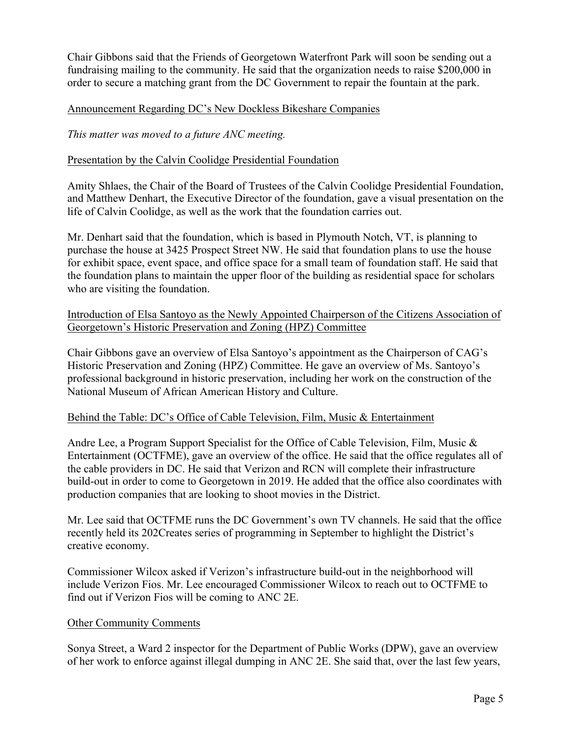Chair Gibbons said that the Friends of Georgetown Waterfront Park will soon be sending out a fundraising mailing to the community. He said that the organization needs to raise $200,000 in order to secure a matching grant from the DC Government to repair the fountain at the park.

<u>Announcement Regarding DC's New Dockless Bikeshare Companies</u>

*This matter was moved to a future ANC meeting.*

<u>Presentation by the Calvin Coolidge Presidential Foundation</u>

Amity Shlaes, the Chair of the Board of Trustees of the Calvin Coolidge Presidential Foundation, and Matthew Denhart, the Executive Director of the foundation, gave a visual presentation on the life of Calvin Coolidge, as well as the work that the foundation carries out.

Mr. Denhart said that the foundation, which is based in Plymouth Notch, VT, is planning to purchase the house at 3425 Prospect Street NW. He said that foundation plans to use the house for exhibit space, event space, and office space for a small team of foundation staff. He said that the foundation plans to maintain the upper floor of the building as residential space for scholars who are visiting the foundation.

<u>Introduction of Elsa Santoyo as the Newly Appointed Chairperson of the Citizens Association of Georgetown's Historic Preservation and Zoning (HPZ) Committee</u>

Chair Gibbons gave an overview of Elsa Santoyo's appointment as the Chairperson of CAG's Historic Preservation and Zoning (HPZ) Committee. He gave an overview of Ms. Santoyo's professional background in historic preservation, including her work on the construction of the National Museum of African American History and Culture.

<u>Behind the Table: DC's Office of Cable Television, Film, Music & Entertainment</u>

Andre Lee, a Program Support Specialist for the Office of Cable Television, Film, Music & Entertainment (OCTFME), gave an overview of the office. He said that the office regulates all of the cable providers in DC. He said that Verizon and RCN will complete their infrastructure build-out in order to come to Georgetown in 2019. He added that the office also coordinates with production companies that are looking to shoot movies in the District.

Mr. Lee said that OCTFME runs the DC Government's own TV channels. He said that the office recently held its 202Creates series of programming in September to highlight the District's creative economy.

Commissioner Wilcox asked if Verizon's infrastructure build-out in the neighborhood will include Verizon Fios. Mr. Lee encouraged Commissioner Wilcox to reach out to OCTFME to find out if Verizon Fios will be coming to ANC 2E.

<u>Other Community Comments</u>

Sonya Street, a Ward 2 inspector for the Department of Public Works (DPW), gave an overview of her work to enforce against illegal dumping in ANC 2E. She said that, over the last few years,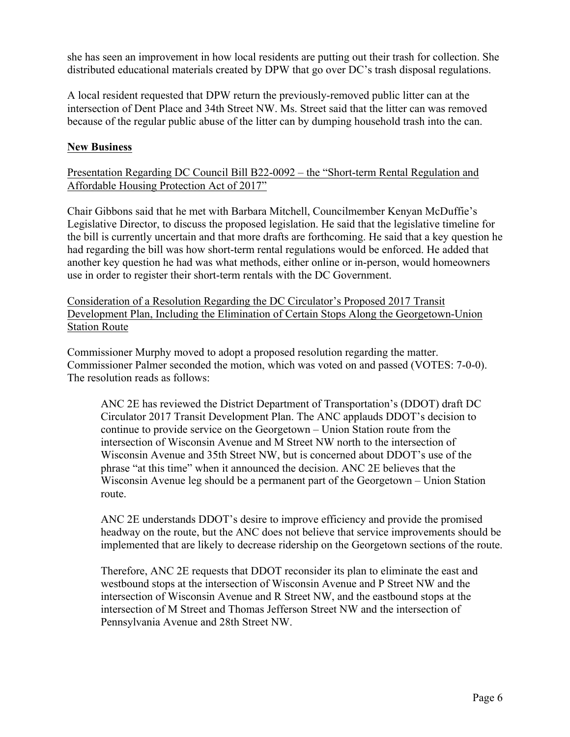she has seen an improvement in how local residents are putting out their trash for collection. She distributed educational materials created by DPW that go over DC's trash disposal regulations.

A local resident requested that DPW return the previously-removed public litter can at the intersection of Dent Place and 34th Street NW. Ms. Street said that the litter can was removed because of the regular public abuse of the litter can by dumping household trash into the can.

## New Business

Presentation Regarding DC Council Bill B22-0092 – the "Short-term Rental Regulation and Affordable Housing Protection Act of 2017"

Chair Gibbons said that he met with Barbara Mitchell, Councilmember Kenyan McDuffie's Legislative Director, to discuss the proposed legislation. He said that the legislative timeline for the bill is currently uncertain and that more drafts are forthcoming. He said that a key question he had regarding the bill was how short-term rental regulations would be enforced. He added that another key question he had was what methods, either online or in-person, would homeowners use in order to register their short-term rentals with the DC Government.

Consideration of a Resolution Regarding the DC Circulator's Proposed 2017 Transit Development Plan, Including the Elimination of Certain Stops Along the Georgetown-Union Station Route

Commissioner Murphy moved to adopt a proposed resolution regarding the matter. Commissioner Palmer seconded the motion, which was voted on and passed (VOTES: 7-0-0). The resolution reads as follows:

> ANC 2E has reviewed the District Department of Transportation's (DDOT) draft DC Circulator 2017 Transit Development Plan. The ANC applauds DDOT's decision to continue to provide service on the Georgetown – Union Station route from the intersection of Wisconsin Avenue and M Street NW north to the intersection of Wisconsin Avenue and 35th Street NW, but is concerned about DDOT's use of the phrase "at this time" when it announced the decision. ANC 2E believes that the Wisconsin Avenue leg should be a permanent part of the Georgetown – Union Station route.
>
> ANC 2E understands DDOT's desire to improve efficiency and provide the promised headway on the route, but the ANC does not believe that service improvements should be implemented that are likely to decrease ridership on the Georgetown sections of the route.
>
> Therefore, ANC 2E requests that DDOT reconsider its plan to eliminate the east and westbound stops at the intersection of Wisconsin Avenue and P Street NW and the intersection of Wisconsin Avenue and R Street NW, and the eastbound stops at the intersection of M Street and Thomas Jefferson Street NW and the intersection of Pennsylvania Avenue and 28th Street NW.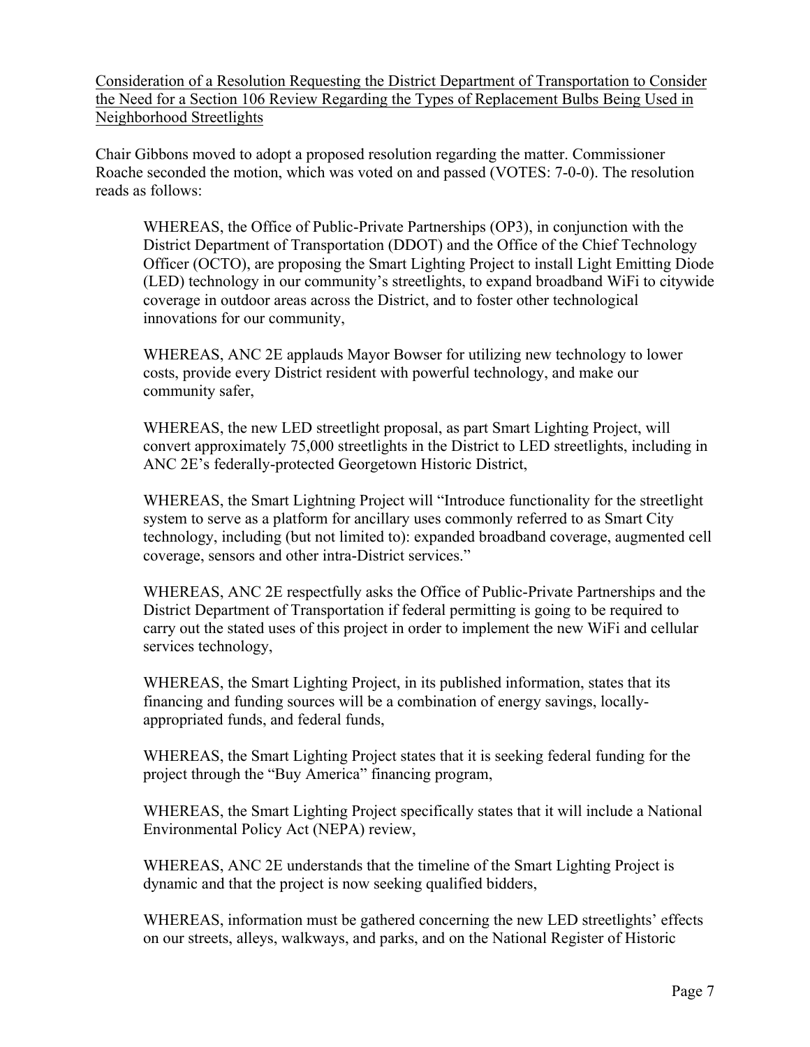<u>Consideration of a Resolution Requesting the District Department of Transportation to Consider the Need for a Section 106 Review Regarding the Types of Replacement Bulbs Being Used in Neighborhood Streetlights</u>

Chair Gibbons moved to adopt a proposed resolution regarding the matter. Commissioner Roache seconded the motion, which was voted on and passed (VOTES: 7-0-0). The resolution reads as follows:

> WHEREAS, the Office of Public-Private Partnerships (OP3), in conjunction with the District Department of Transportation (DDOT) and the Office of the Chief Technology Officer (OCTO), are proposing the Smart Lighting Project to install Light Emitting Diode (LED) technology in our community's streetlights, to expand broadband WiFi to citywide coverage in outdoor areas across the District, and to foster other technological innovations for our community,
>
> WHEREAS, ANC 2E applauds Mayor Bowser for utilizing new technology to lower costs, provide every District resident with powerful technology, and make our community safer,
>
> WHEREAS, the new LED streetlight proposal, as part Smart Lighting Project, will convert approximately 75,000 streetlights in the District to LED streetlights, including in ANC 2E's federally-protected Georgetown Historic District,
>
> WHEREAS, the Smart Lightning Project will "Introduce functionality for the streetlight system to serve as a platform for ancillary uses commonly referred to as Smart City technology, including (but not limited to): expanded broadband coverage, augmented cell coverage, sensors and other intra-District services."
>
> WHEREAS, ANC 2E respectfully asks the Office of Public-Private Partnerships and the District Department of Transportation if federal permitting is going to be required to carry out the stated uses of this project in order to implement the new WiFi and cellular services technology,
>
> WHEREAS, the Smart Lighting Project, in its published information, states that its financing and funding sources will be a combination of energy savings, locally-appropriated funds, and federal funds,
>
> WHEREAS, the Smart Lighting Project states that it is seeking federal funding for the project through the "Buy America" financing program,
>
> WHEREAS, the Smart Lighting Project specifically states that it will include a National Environmental Policy Act (NEPA) review,
>
> WHEREAS, ANC 2E understands that the timeline of the Smart Lighting Project is dynamic and that the project is now seeking qualified bidders,
>
> WHEREAS, information must be gathered concerning the new LED streetlights' effects on our streets, alleys, walkways, and parks, and on the National Register of Historic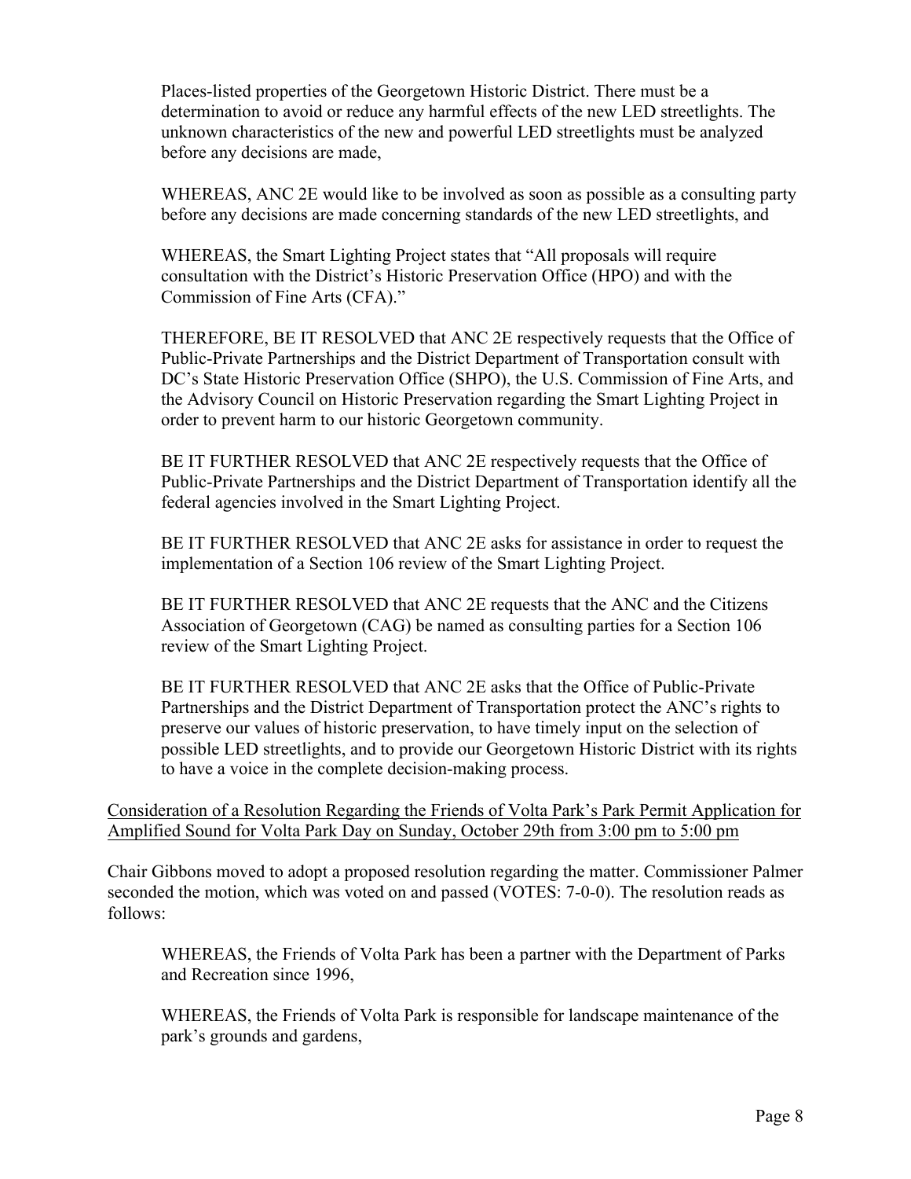Places-listed properties of the Georgetown Historic District. There must be a determination to avoid or reduce any harmful effects of the new LED streetlights. The unknown characteristics of the new and powerful LED streetlights must be analyzed before any decisions are made,

WHEREAS, ANC 2E would like to be involved as soon as possible as a consulting party before any decisions are made concerning standards of the new LED streetlights, and

WHEREAS, the Smart Lighting Project states that "All proposals will require consultation with the District's Historic Preservation Office (HPO) and with the Commission of Fine Arts (CFA)."

THEREFORE, BE IT RESOLVED that ANC 2E respectively requests that the Office of Public-Private Partnerships and the District Department of Transportation consult with DC's State Historic Preservation Office (SHPO), the U.S. Commission of Fine Arts, and the Advisory Council on Historic Preservation regarding the Smart Lighting Project in order to prevent harm to our historic Georgetown community.

BE IT FURTHER RESOLVED that ANC 2E respectively requests that the Office of Public-Private Partnerships and the District Department of Transportation identify all the federal agencies involved in the Smart Lighting Project.

BE IT FURTHER RESOLVED that ANC 2E asks for assistance in order to request the implementation of a Section 106 review of the Smart Lighting Project.

BE IT FURTHER RESOLVED that ANC 2E requests that the ANC and the Citizens Association of Georgetown (CAG) be named as consulting parties for a Section 106 review of the Smart Lighting Project.

BE IT FURTHER RESOLVED that ANC 2E asks that the Office of Public-Private Partnerships and the District Department of Transportation protect the ANC's rights to preserve our values of historic preservation, to have timely input on the selection of possible LED streetlights, and to provide our Georgetown Historic District with its rights to have a voice in the complete decision-making process.

<u>Consideration of a Resolution Regarding the Friends of Volta Park's Park Permit Application for Amplified Sound for Volta Park Day on Sunday, October 29th from 3:00 pm to 5:00 pm</u>

Chair Gibbons moved to adopt a proposed resolution regarding the matter. Commissioner Palmer seconded the motion, which was voted on and passed (VOTES: 7-0-0). The resolution reads as follows:

WHEREAS, the Friends of Volta Park has been a partner with the Department of Parks and Recreation since 1996,

WHEREAS, the Friends of Volta Park is responsible for landscape maintenance of the park's grounds and gardens,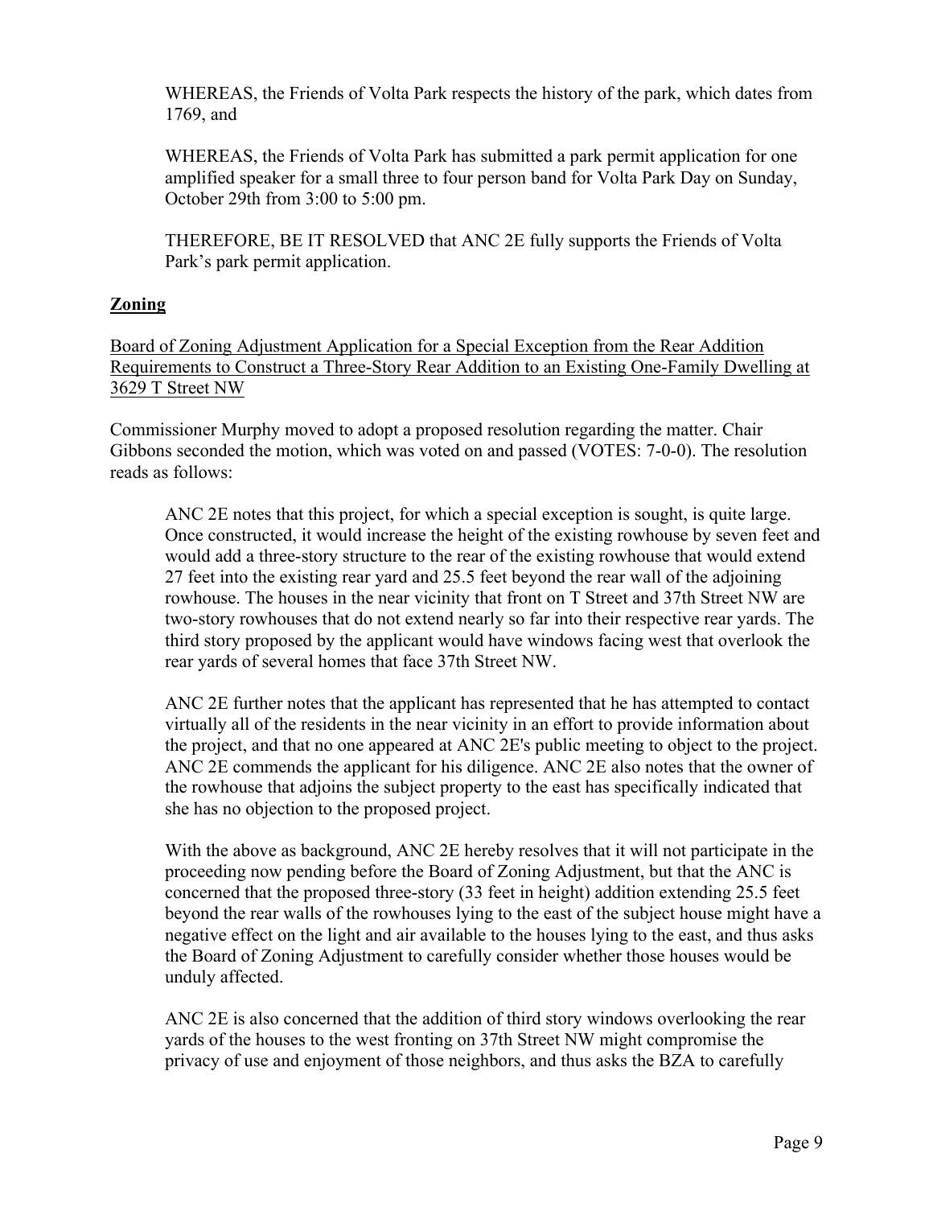WHEREAS, the Friends of Volta Park respects the history of the park, which dates from 1769, and

WHEREAS, the Friends of Volta Park has submitted a park permit application for one amplified speaker for a small three to four person band for Volta Park Day on Sunday, October 29th from 3:00 to 5:00 pm.

THEREFORE, BE IT RESOLVED that ANC 2E fully supports the Friends of Volta Park's park permit application.

## Zoning

Board of Zoning Adjustment Application for a Special Exception from the Rear Addition Requirements to Construct a Three-Story Rear Addition to an Existing One-Family Dwelling at 3629 T Street NW

Commissioner Murphy moved to adopt a proposed resolution regarding the matter. Chair Gibbons seconded the motion, which was voted on and passed (VOTES: 7-0-0). The resolution reads as follows:

> ANC 2E notes that this project, for which a special exception is sought, is quite large. Once constructed, it would increase the height of the existing rowhouse by seven feet and would add a three-story structure to the rear of the existing rowhouse that would extend 27 feet into the existing rear yard and 25.5 feet beyond the rear wall of the adjoining rowhouse. The houses in the near vicinity that front on T Street and 37th Street NW are two-story rowhouses that do not extend nearly so far into their respective rear yards. The third story proposed by the applicant would have windows facing west that overlook the rear yards of several homes that face 37th Street NW.
>
> ANC 2E further notes that the applicant has represented that he has attempted to contact virtually all of the residents in the near vicinity in an effort to provide information about the project, and that no one appeared at ANC 2E's public meeting to object to the project. ANC 2E commends the applicant for his diligence. ANC 2E also notes that the owner of the rowhouse that adjoins the subject property to the east has specifically indicated that she has no objection to the proposed project.
>
> With the above as background, ANC 2E hereby resolves that it will not participate in the proceeding now pending before the Board of Zoning Adjustment, but that the ANC is concerned that the proposed three-story (33 feet in height) addition extending 25.5 feet beyond the rear walls of the rowhouses lying to the east of the subject house might have a negative effect on the light and air available to the houses lying to the east, and thus asks the Board of Zoning Adjustment to carefully consider whether those houses would be unduly affected.
>
> ANC 2E is also concerned that the addition of third story windows overlooking the rear yards of the houses to the west fronting on 37th Street NW might compromise the privacy of use and enjoyment of those neighbors, and thus asks the BZA to carefully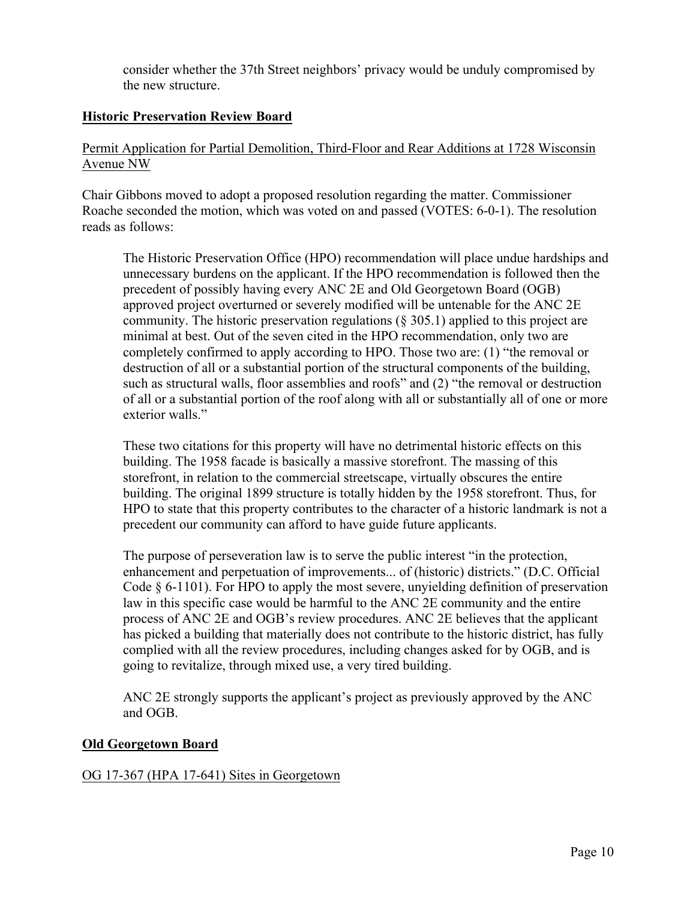consider whether the 37th Street neighbors' privacy would be unduly compromised by the new structure.

## Historic Preservation Review Board

Permit Application for Partial Demolition, Third-Floor and Rear Additions at 1728 Wisconsin Avenue NW

Chair Gibbons moved to adopt a proposed resolution regarding the matter. Commissioner Roache seconded the motion, which was voted on and passed (VOTES: 6-0-1). The resolution reads as follows:

> The Historic Preservation Office (HPO) recommendation will place undue hardships and unnecessary burdens on the applicant. If the HPO recommendation is followed then the precedent of possibly having every ANC 2E and Old Georgetown Board (OGB) approved project overturned or severely modified will be untenable for the ANC 2E community. The historic preservation regulations (§ 305.1) applied to this project are minimal at best. Out of the seven cited in the HPO recommendation, only two are completely confirmed to apply according to HPO. Those two are: (1) "the removal or destruction of all or a substantial portion of the structural components of the building, such as structural walls, floor assemblies and roofs" and (2) "the removal or destruction of all or a substantial portion of the roof along with all or substantially all of one or more exterior walls."
>
> These two citations for this property will have no detrimental historic effects on this building. The 1958 facade is basically a massive storefront. The massing of this storefront, in relation to the commercial streetscape, virtually obscures the entire building. The original 1899 structure is totally hidden by the 1958 storefront. Thus, for HPO to state that this property contributes to the character of a historic landmark is not a precedent our community can afford to have guide future applicants.
>
> The purpose of perseveration law is to serve the public interest "in the protection, enhancement and perpetuation of improvements... of (historic) districts." (D.C. Official Code § 6-1101). For HPO to apply the most severe, unyielding definition of preservation law in this specific case would be harmful to the ANC 2E community and the entire process of ANC 2E and OGB's review procedures. ANC 2E believes that the applicant has picked a building that materially does not contribute to the historic district, has fully complied with all the review procedures, including changes asked for by OGB, and is going to revitalize, through mixed use, a very tired building.
>
> ANC 2E strongly supports the applicant's project as previously approved by the ANC and OGB.

## Old Georgetown Board

OG 17-367 (HPA 17-641) Sites in Georgetown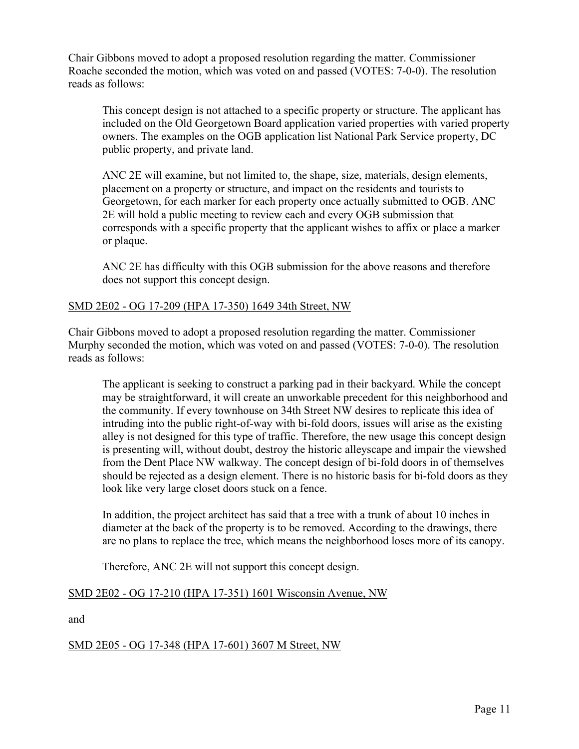Chair Gibbons moved to adopt a proposed resolution regarding the matter. Commissioner Roache seconded the motion, which was voted on and passed (VOTES: 7-0-0). The resolution reads as follows:

> This concept design is not attached to a specific property or structure. The applicant has included on the Old Georgetown Board application varied properties with varied property owners. The examples on the OGB application list National Park Service property, DC public property, and private land.
>
> ANC 2E will examine, but not limited to, the shape, size, materials, design elements, placement on a property or structure, and impact on the residents and tourists to Georgetown, for each marker for each property once actually submitted to OGB. ANC 2E will hold a public meeting to review each and every OGB submission that corresponds with a specific property that the applicant wishes to affix or place a marker or plaque.
>
> ANC 2E has difficulty with this OGB submission for the above reasons and therefore does not support this concept design.

<u>SMD 2E02 - OG 17-209 (HPA 17-350) 1649 34th Street, NW</u>

Chair Gibbons moved to adopt a proposed resolution regarding the matter. Commissioner Murphy seconded the motion, which was voted on and passed (VOTES: 7-0-0). The resolution reads as follows:

> The applicant is seeking to construct a parking pad in their backyard. While the concept may be straightforward, it will create an unworkable precedent for this neighborhood and the community. If every townhouse on 34th Street NW desires to replicate this idea of intruding into the public right-of-way with bi-fold doors, issues will arise as the existing alley is not designed for this type of traffic. Therefore, the new usage this concept design is presenting will, without doubt, destroy the historic alleyscape and impair the viewshed from the Dent Place NW walkway. The concept design of bi-fold doors in of themselves should be rejected as a design element. There is no historic basis for bi-fold doors as they look like very large closet doors stuck on a fence.
>
> In addition, the project architect has said that a tree with a trunk of about 10 inches in diameter at the back of the property is to be removed. According to the drawings, there are no plans to replace the tree, which means the neighborhood loses more of its canopy.
>
> Therefore, ANC 2E will not support this concept design.

<u>SMD 2E02 - OG 17-210 (HPA 17-351) 1601 Wisconsin Avenue, NW</u>

and

<u>SMD 2E05 - OG 17-348 (HPA 17-601) 3607 M Street, NW</u>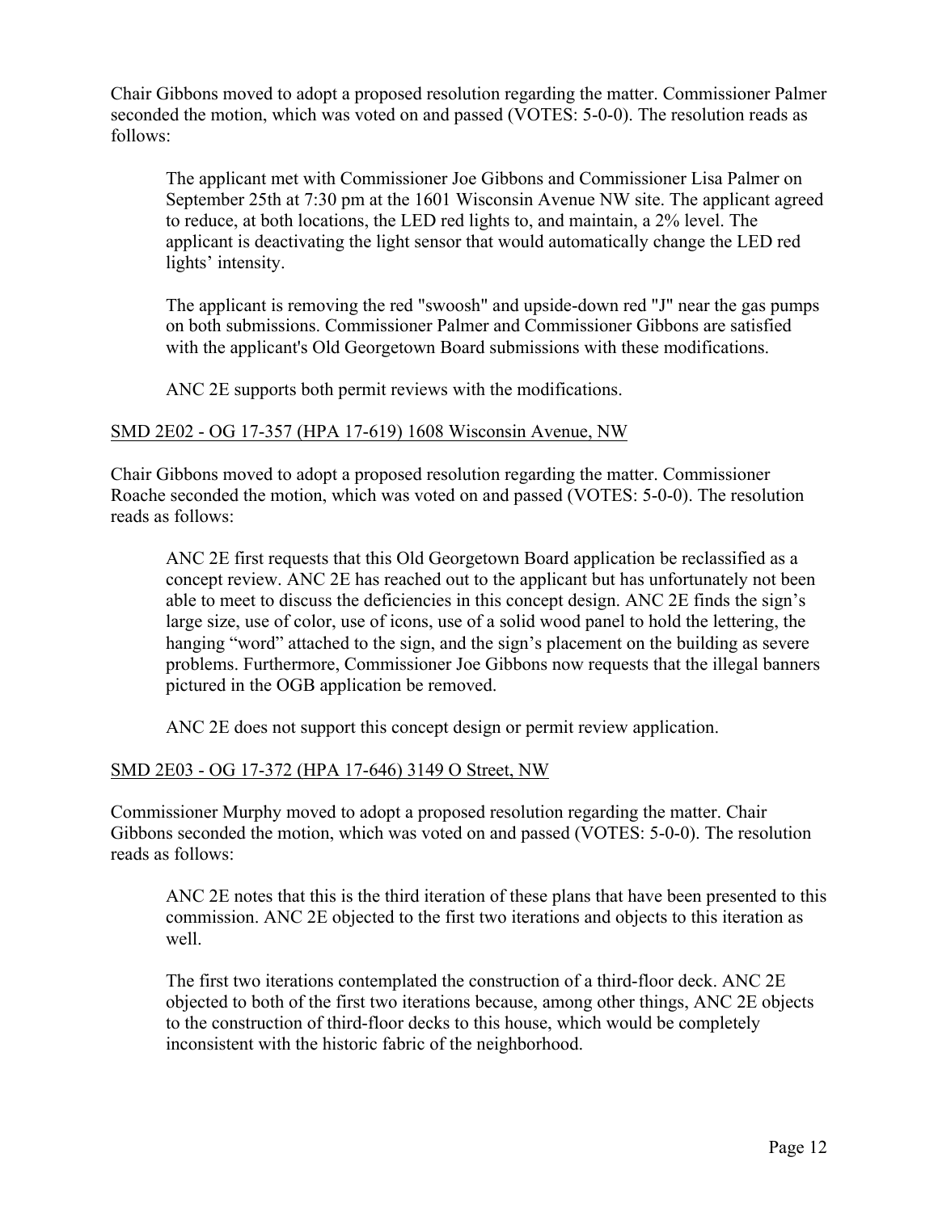Chair Gibbons moved to adopt a proposed resolution regarding the matter. Commissioner Palmer seconded the motion, which was voted on and passed (VOTES: 5-0-0). The resolution reads as follows:

> The applicant met with Commissioner Joe Gibbons and Commissioner Lisa Palmer on September 25th at 7:30 pm at the 1601 Wisconsin Avenue NW site. The applicant agreed to reduce, at both locations, the LED red lights to, and maintain, a 2% level. The applicant is deactivating the light sensor that would automatically change the LED red lights' intensity.
>
> The applicant is removing the red "swoosh" and upside-down red "J" near the gas pumps on both submissions. Commissioner Palmer and Commissioner Gibbons are satisfied with the applicant's Old Georgetown Board submissions with these modifications.
>
> ANC 2E supports both permit reviews with the modifications.

<u>SMD 2E02 - OG 17-357 (HPA 17-619) 1608 Wisconsin Avenue, NW</u>

Chair Gibbons moved to adopt a proposed resolution regarding the matter. Commissioner Roache seconded the motion, which was voted on and passed (VOTES: 5-0-0). The resolution reads as follows:

> ANC 2E first requests that this Old Georgetown Board application be reclassified as a concept review. ANC 2E has reached out to the applicant but has unfortunately not been able to meet to discuss the deficiencies in this concept design. ANC 2E finds the sign's large size, use of color, use of icons, use of a solid wood panel to hold the lettering, the hanging "word" attached to the sign, and the sign's placement on the building as severe problems. Furthermore, Commissioner Joe Gibbons now requests that the illegal banners pictured in the OGB application be removed.
>
> ANC 2E does not support this concept design or permit review application.

<u>SMD 2E03 - OG 17-372 (HPA 17-646) 3149 O Street, NW</u>

Commissioner Murphy moved to adopt a proposed resolution regarding the matter. Chair Gibbons seconded the motion, which was voted on and passed (VOTES: 5-0-0). The resolution reads as follows:

> ANC 2E notes that this is the third iteration of these plans that have been presented to this commission. ANC 2E objected to the first two iterations and objects to this iteration as well.
>
> The first two iterations contemplated the construction of a third-floor deck. ANC 2E objected to both of the first two iterations because, among other things, ANC 2E objects to the construction of third-floor decks to this house, which would be completely inconsistent with the historic fabric of the neighborhood.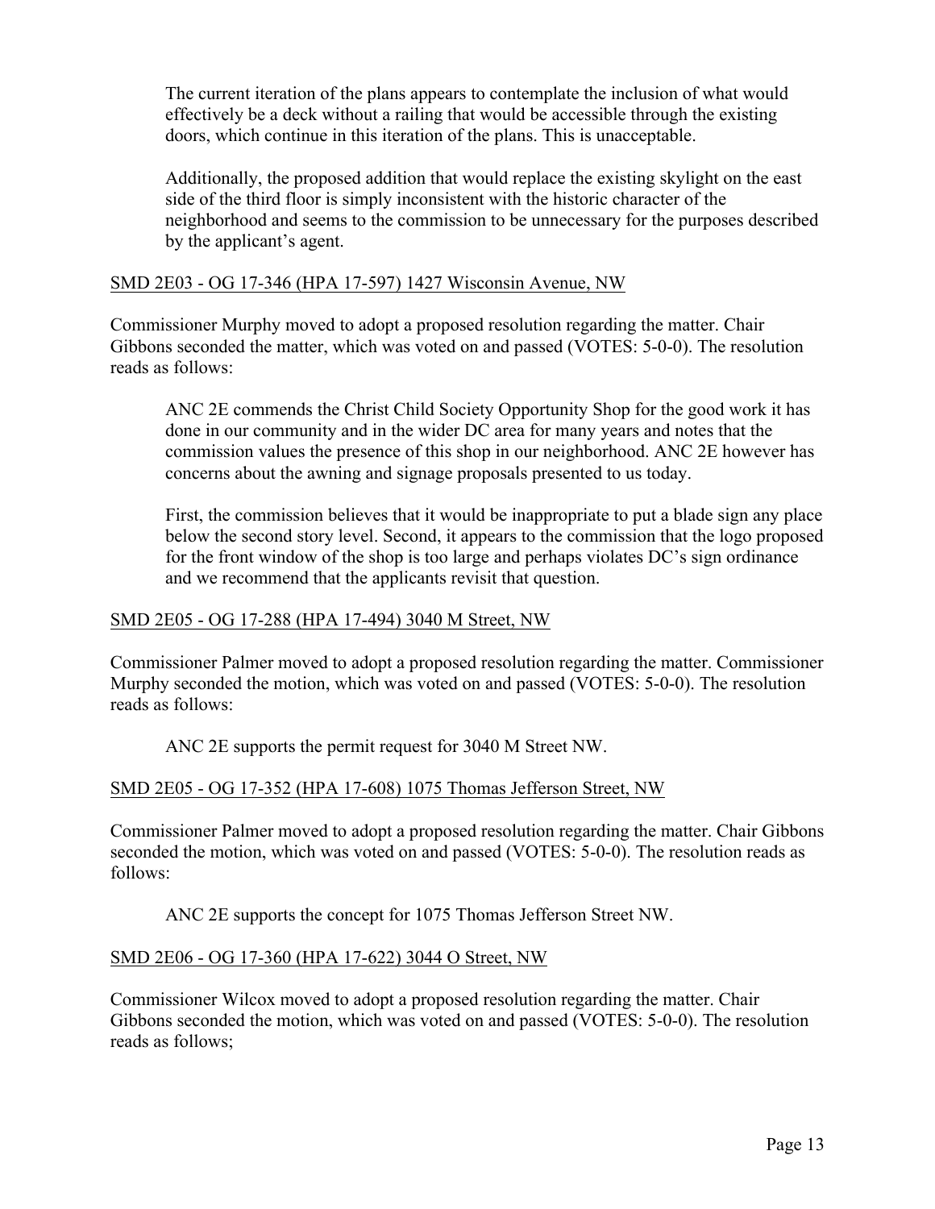The current iteration of the plans appears to contemplate the inclusion of what would effectively be a deck without a railing that would be accessible through the existing doors, which continue in this iteration of the plans. This is unacceptable.

Additionally, the proposed addition that would replace the existing skylight on the east side of the third floor is simply inconsistent with the historic character of the neighborhood and seems to the commission to be unnecessary for the purposes described by the applicant's agent.

SMD 2E03 - OG 17-346 (HPA 17-597) 1427 Wisconsin Avenue, NW

Commissioner Murphy moved to adopt a proposed resolution regarding the matter. Chair Gibbons seconded the matter, which was voted on and passed (VOTES: 5-0-0). The resolution reads as follows:

> ANC 2E commends the Christ Child Society Opportunity Shop for the good work it has done in our community and in the wider DC area for many years and notes that the commission values the presence of this shop in our neighborhood. ANC 2E however has concerns about the awning and signage proposals presented to us today.
>
> First, the commission believes that it would be inappropriate to put a blade sign any place below the second story level. Second, it appears to the commission that the logo proposed for the front window of the shop is too large and perhaps violates DC's sign ordinance and we recommend that the applicants revisit that question.

SMD 2E05 - OG 17-288 (HPA 17-494) 3040 M Street, NW

Commissioner Palmer moved to adopt a proposed resolution regarding the matter. Commissioner Murphy seconded the motion, which was voted on and passed (VOTES: 5-0-0). The resolution reads as follows:

> ANC 2E supports the permit request for 3040 M Street NW.

SMD 2E05 - OG 17-352 (HPA 17-608) 1075 Thomas Jefferson Street, NW

Commissioner Palmer moved to adopt a proposed resolution regarding the matter. Chair Gibbons seconded the motion, which was voted on and passed (VOTES: 5-0-0). The resolution reads as follows:

> ANC 2E supports the concept for 1075 Thomas Jefferson Street NW.

SMD 2E06 - OG 17-360 (HPA 17-622) 3044 O Street, NW

Commissioner Wilcox moved to adopt a proposed resolution regarding the matter. Chair Gibbons seconded the motion, which was voted on and passed (VOTES: 5-0-0). The resolution reads as follows;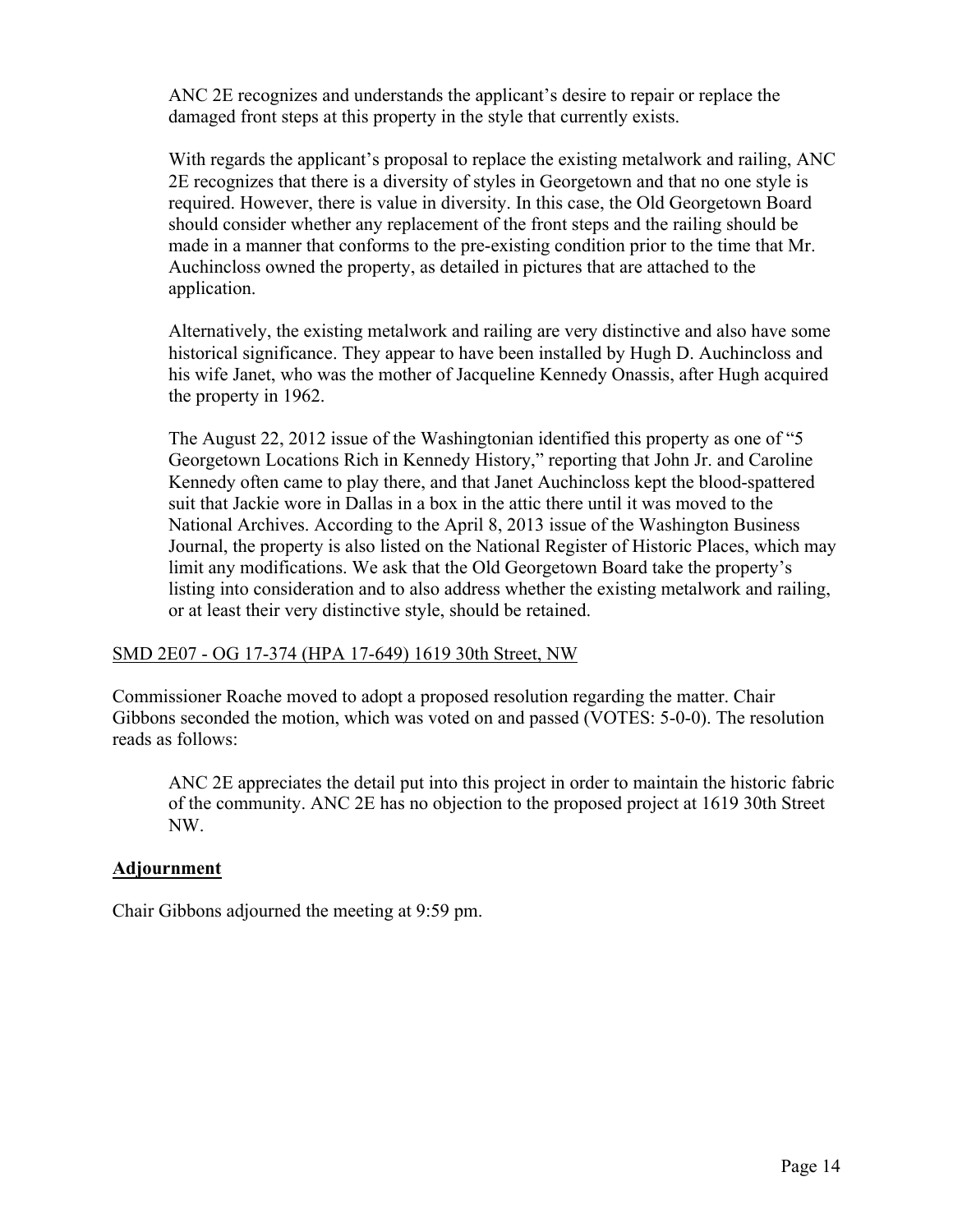ANC 2E recognizes and understands the applicant's desire to repair or replace the damaged front steps at this property in the style that currently exists.

With regards the applicant's proposal to replace the existing metalwork and railing, ANC 2E recognizes that there is a diversity of styles in Georgetown and that no one style is required. However, there is value in diversity. In this case, the Old Georgetown Board should consider whether any replacement of the front steps and the railing should be made in a manner that conforms to the pre-existing condition prior to the time that Mr. Auchincloss owned the property, as detailed in pictures that are attached to the application.

Alternatively, the existing metalwork and railing are very distinctive and also have some historical significance. They appear to have been installed by Hugh D. Auchincloss and his wife Janet, who was the mother of Jacqueline Kennedy Onassis, after Hugh acquired the property in 1962.

The August 22, 2012 issue of the Washingtonian identified this property as one of "5 Georgetown Locations Rich in Kennedy History," reporting that John Jr. and Caroline Kennedy often came to play there, and that Janet Auchincloss kept the blood-spattered suit that Jackie wore in Dallas in a box in the attic there until it was moved to the National Archives. According to the April 8, 2013 issue of the Washington Business Journal, the property is also listed on the National Register of Historic Places, which may limit any modifications. We ask that the Old Georgetown Board take the property's listing into consideration and to also address whether the existing metalwork and railing, or at least their very distinctive style, should be retained.

SMD 2E07 - OG 17-374 (HPA 17-649) 1619 30th Street, NW

Commissioner Roache moved to adopt a proposed resolution regarding the matter. Chair Gibbons seconded the motion, which was voted on and passed (VOTES: 5-0-0). The resolution reads as follows:

ANC 2E appreciates the detail put into this project in order to maintain the historic fabric of the community. ANC 2E has no objection to the proposed project at 1619 30th Street NW.

**Adjournment**

Chair Gibbons adjourned the meeting at 9:59 pm.